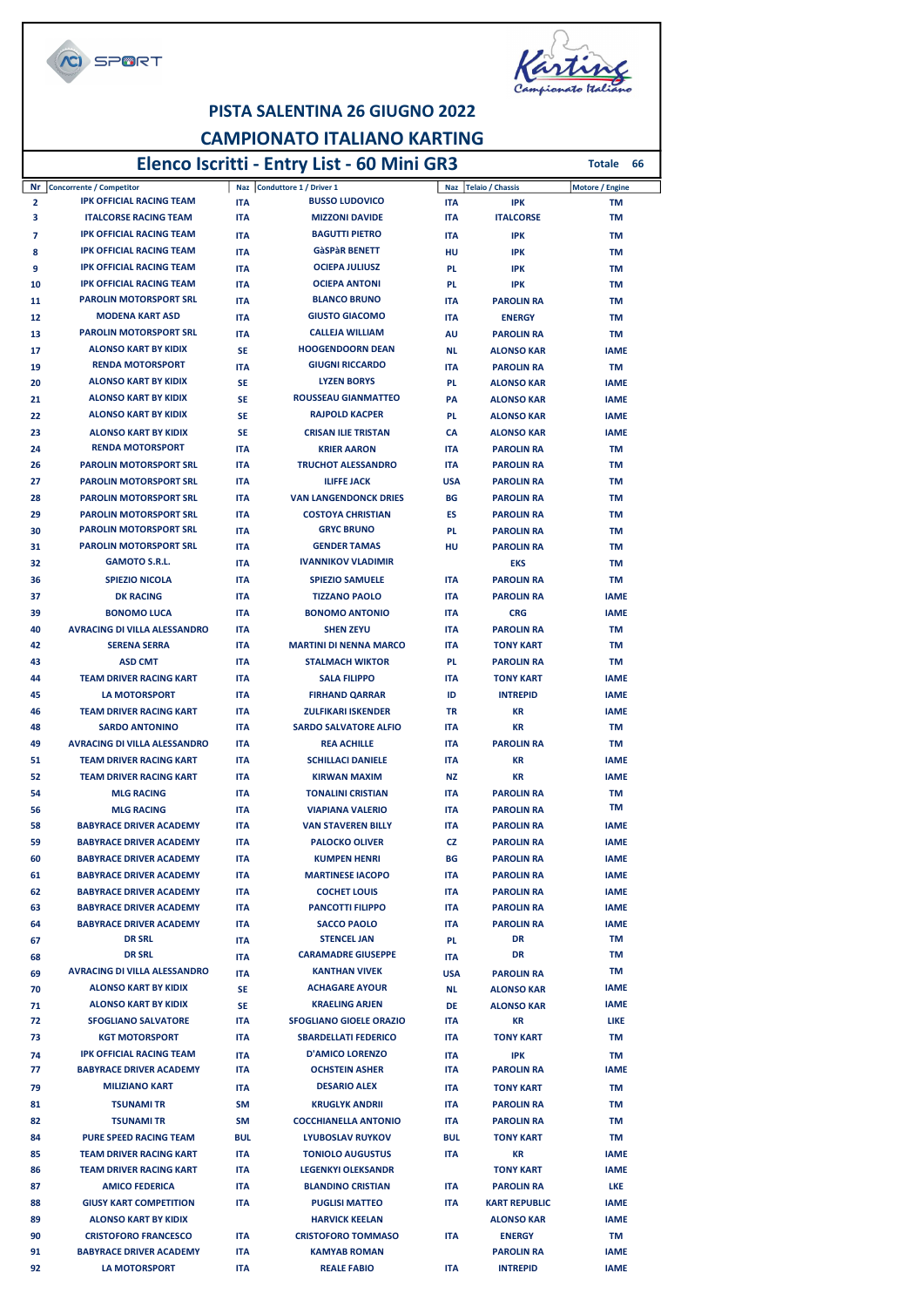## PISTA SALENTINA 26 GIUGNO 2022

## CAMPIONATO ITALIANO KARTING

### Elenco Iscritti - Entry List - 60 Mini GR3

**Totale 66**

| Nr | Concorrente / Competitor | Naz | Conduttore 1 / Driver 1 | Naz | Telaio / Chassis | Motore / Engine |
|---|---|---|---|---|---|---|
| 2 | IPK OFFICIAL RACING TEAM | ITA | BUSSO LUDOVICO | ITA | IPK | TM |
| 3 | ITALCORSE RACING TEAM | ITA | MIZZONI DAVIDE | ITA | ITALCORSE | TM |
| 7 | IPK OFFICIAL RACING TEAM | ITA | BAGUTTI PIETRO | ITA | IPK | TM |
| 8 | IPK OFFICIAL RACING TEAM | ITA | GàSPàR BENETT | HU | IPK | TM |
| 9 | IPK OFFICIAL RACING TEAM | ITA | OCIEPA JULIUSZ | PL | IPK | TM |
| 10 | IPK OFFICIAL RACING TEAM | ITA | OCIEPA ANTONI | PL | IPK | TM |
| 11 | PAROLIN MOTORSPORT SRL | ITA | BLANCO BRUNO | ITA | PAROLIN RA | TM |
| 12 | MODENA KART ASD | ITA | GIUSTO GIACOMO | ITA | ENERGY | TM |
| 13 | PAROLIN MOTORSPORT SRL | ITA | CALLEJA WILLIAM | AU | PAROLIN RA | TM |
| 17 | ALONSO KART BY KIDIX | SE | HOOGENDOORN DEAN | NL | ALONSO KAR | IAME |
| 19 | RENDA MOTORSPORT | ITA | GIUGNI RICCARDO | ITA | PAROLIN RA | TM |
| 20 | ALONSO KART BY KIDIX | SE | LYZEN BORYS | PL | ALONSO KAR | IAME |
| 21 | ALONSO KART BY KIDIX | SE | ROUSSEAU GIANMATTEO | PA | ALONSO KAR | IAME |
| 22 | ALONSO KART BY KIDIX | SE | RAJPOLD KACPER | PL | ALONSO KAR | IAME |
| 23 | ALONSO KART BY KIDIX | SE | CRISAN ILIE TRISTAN | CA | ALONSO KAR | IAME |
| 24 | RENDA MOTORSPORT | ITA | KRIER AARON | ITA | PAROLIN RA | TM |
| 26 | PAROLIN MOTORSPORT SRL | ITA | TRUCHOT ALESSANDRO | ITA | PAROLIN RA | TM |
| 27 | PAROLIN MOTORSPORT SRL | ITA | ILIFFE JACK | USA | PAROLIN RA | TM |
| 28 | PAROLIN MOTORSPORT SRL | ITA | VAN LANGENDONCK DRIES | BG | PAROLIN RA | TM |
| 29 | PAROLIN MOTORSPORT SRL | ITA | COSTOYA CHRISTIAN | ES | PAROLIN RA | TM |
| 30 | PAROLIN MOTORSPORT SRL | ITA | GRYC BRUNO | PL | PAROLIN RA | TM |
| 31 | PAROLIN MOTORSPORT SRL | ITA | GENDER TAMAS | HU | PAROLIN RA | TM |
| 32 | GAMOTO S.R.L. | ITA | IVANNIKOV VLADIMIR | | EKS | TM |
| 36 | SPIEZIO NICOLA | ITA | SPIEZIO SAMUELE | ITA | PAROLIN RA | TM |
| 37 | DK RACING | ITA | TIZZANO PAOLO | ITA | PAROLIN RA | IAME |
| 39 | BONOMO LUCA | ITA | BONOMO ANTONIO | ITA | CRG | IAME |
| 40 | AVRACING DI VILLA ALESSANDRO | ITA | SHEN ZEYU | ITA | PAROLIN RA | TM |
| 42 | SERENA SERRA | ITA | MARTINI DI NENNA MARCO | ITA | TONY KART | TM |
| 43 | ASD CMT | ITA | STALMACH WIKTOR | PL | PAROLIN RA | TM |
| 44 | TEAM DRIVER RACING KART | ITA | SALA FILIPPO | ITA | TONY KART | IAME |
| 45 | LA MOTORSPORT | ITA | FIRHAND QARRAR | ID | INTREPID | IAME |
| 46 | TEAM DRIVER RACING KART | ITA | ZULFIKARI ISKENDER | TR | KR | IAME |
| 48 | SARDO ANTONINO | ITA | SARDO SALVATORE ALFIO | ITA | KR | TM |
| 49 | AVRACING DI VILLA ALESSANDRO | ITA | REA ACHILLE | ITA | PAROLIN RA | TM |
| 51 | TEAM DRIVER RACING KART | ITA | SCHILLACI DANIELE | ITA | KR | IAME |
| 52 | TEAM DRIVER RACING KART | ITA | KIRWAN MAXIM | NZ | KR | IAME |
| 54 | MLG RACING | ITA | TONALINI CRISTIAN | ITA | PAROLIN RA | TM |
| 56 | MLG RACING | ITA | VIAPIANA VALERIO | ITA | PAROLIN RA | TM |
| 58 | BABYRACE DRIVER ACADEMY | ITA | VAN STAVEREN BILLY | ITA | PAROLIN RA | IAME |
| 59 | BABYRACE DRIVER ACADEMY | ITA | PALOCKO OLIVER | CZ | PAROLIN RA | IAME |
| 60 | BABYRACE DRIVER ACADEMY | ITA | KUMPEN HENRI | BG | PAROLIN RA | IAME |
| 61 | BABYRACE DRIVER ACADEMY | ITA | MARTINESE IACOPO | ITA | PAROLIN RA | IAME |
| 62 | BABYRACE DRIVER ACADEMY | ITA | COCHET LOUIS | ITA | PAROLIN RA | IAME |
| 63 | BABYRACE DRIVER ACADEMY | ITA | PANCOTTI FILIPPO | ITA | PAROLIN RA | IAME |
| 64 | BABYRACE DRIVER ACADEMY | ITA | SACCO PAOLO | ITA | PAROLIN RA | IAME |
| 67 | DR SRL | ITA | STENCEL JAN | PL | DR | TM |
| 68 | DR SRL | ITA | CARAMADRE GIUSEPPE | ITA | DR | TM |
| 69 | AVRACING DI VILLA ALESSANDRO | ITA | KANTHAN VIVEK | USA | PAROLIN RA | TM |
| 70 | ALONSO KART BY KIDIX | SE | ACHAGARE AYOUR | NL | ALONSO KAR | IAME |
| 71 | ALONSO KART BY KIDIX | SE | KRAELING ARJEN | DE | ALONSO KAR | IAME |
| 72 | SFOGLIANO SALVATORE | ITA | SFOGLIANO GIOELE ORAZIO | ITA | KR | LIKE |
| 73 | KGT MOTORSPORT | ITA | SBARDELLATI FEDERICO | ITA | TONY KART | TM |
| 74 | IPK OFFICIAL RACING TEAM | ITA | D'AMICO LORENZO | ITA | IPK | TM |
| 77 | BABYRACE DRIVER ACADEMY | ITA | OCHSTEIN ASHER | ITA | PAROLIN RA | IAME |
| 79 | MILIZIANO KART | ITA | DESARIO ALEX | ITA | TONY KART | TM |
| 81 | TSUNAMI TR | SM | KRUGLYK ANDRII | ITA | PAROLIN RA | TM |
| 82 | TSUNAMI TR | SM | COCCHIANELLA ANTONIO | ITA | PAROLIN RA | TM |
| 84 | PURE SPEED RACING TEAM | BUL | LYUBOSLAV RUYKOV | BUL | TONY KART | TM |
| 85 | TEAM DRIVER RACING KART | ITA | TONIOLO AUGUSTUS | ITA | KR | IAME |
| 86 | TEAM DRIVER RACING KART | ITA | LEGENKYI OLEKSANDR | | TONY KART | IAME |
| 87 | AMICO FEDERICA | ITA | BLANDINO CRISTIAN | ITA | PAROLIN RA | LKE |
| 88 | GIUSY KART COMPETITION | ITA | PUGLISI MATTEO | ITA | KART REPUBLIC | IAME |
| 89 | ALONSO KART BY KIDIX | | HARVICK KEELAN | | ALONSO KAR | IAME |
| 90 | CRISTOFORO FRANCESCO | ITA | CRISTOFORO TOMMASO | ITA | ENERGY | TM |
| 91 | BABYRACE DRIVER ACADEMY | ITA | KAMYAB ROMAN | | PAROLIN RA | IAME |
| 92 | LA MOTORSPORT | ITA | REALE FABIO | ITA | INTREPID | IAME |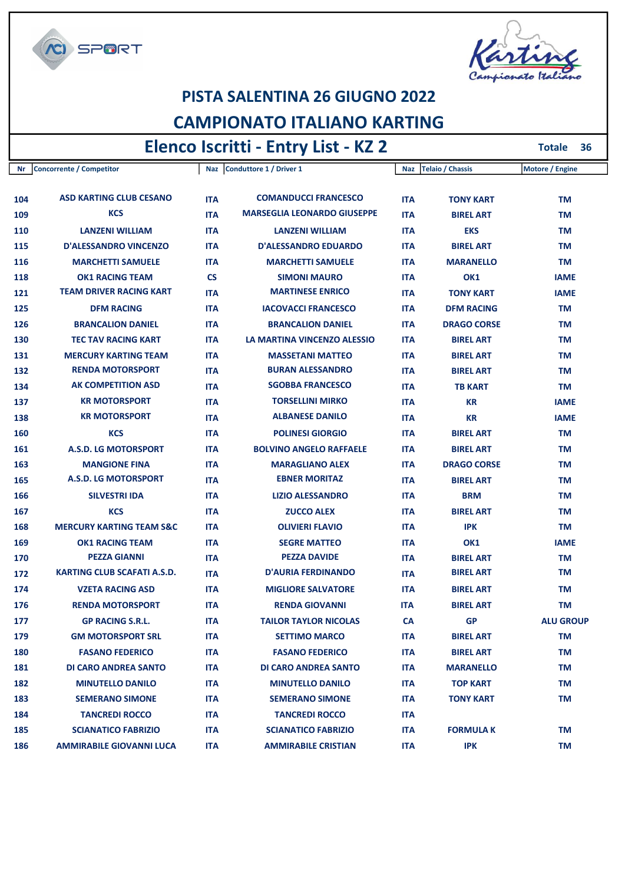# PISTA SALENTINA 26 GIUGNO 2022

# CAMPIONATO ITALIANO KARTING

## Elenco Iscritti - Entry List - KZ 2

**Totale 36**

| Nr | Concorrente / Competitor | Naz | Conduttore 1 / Driver 1 | Naz | Telaio / Chassis | Motore / Engine |
|---|---|---|---|---|---|---|
| 104 | ASD KARTING CLUB CESANO | ITA | COMANDUCCI FRANCESCO | ITA | TONY KART | TM |
| 109 | KCS | ITA | MARSEGLIA LEONARDO GIUSEPPE | ITA | BIREL ART | TM |
| 110 | LANZENI WILLIAM | ITA | LANZENI WILLIAM | ITA | EKS | TM |
| 115 | D'ALESSANDRO VINCENZO | ITA | D'ALESSANDRO EDUARDO | ITA | BIREL ART | TM |
| 116 | MARCHETTI SAMUELE | ITA | MARCHETTI SAMUELE | ITA | MARANELLO | TM |
| 118 | OK1 RACING TEAM | CS | SIMONI MAURO | ITA | OK1 | IAME |
| 121 | TEAM DRIVER RACING KART | ITA | MARTINESE ENRICO | ITA | TONY KART | IAME |
| 125 | DFM RACING | ITA | IACOVACCI FRANCESCO | ITA | DFM RACING | TM |
| 126 | BRANCALION DANIEL | ITA | BRANCALION DANIEL | ITA | DRAGO CORSE | TM |
| 130 | TEC TAV RACING KART | ITA | LA MARTINA VINCENZO ALESSIO | ITA | BIREL ART | TM |
| 131 | MERCURY KARTING TEAM | ITA | MASSETANI MATTEO | ITA | BIREL ART | TM |
| 132 | RENDA MOTORSPORT | ITA | BURAN ALESSANDRO | ITA | BIREL ART | TM |
| 134 | AK COMPETITION ASD | ITA | SGOBBA FRANCESCO | ITA | TB KART | TM |
| 137 | KR MOTORSPORT | ITA | TORSELLINI MIRKO | ITA | KR | IAME |
| 138 | KR MOTORSPORT | ITA | ALBANESE DANILO | ITA | KR | IAME |
| 160 | KCS | ITA | POLINESI GIORGIO | ITA | BIREL ART | TM |
| 161 | A.S.D. LG MOTORSPORT | ITA | BOLVINO ANGELO RAFFAELE | ITA | BIREL ART | TM |
| 163 | MANGIONE FINA | ITA | MARAGLIANO ALEX | ITA | DRAGO CORSE | TM |
| 165 | A.S.D. LG MOTORSPORT | ITA | EBNER MORITAZ | ITA | BIREL ART | TM |
| 166 | SILVESTRI IDA | ITA | LIZIO ALESSANDRO | ITA | BRM | TM |
| 167 | KCS | ITA | ZUCCO ALEX | ITA | BIREL ART | TM |
| 168 | MERCURY KARTING TEAM S&C | ITA | OLIVIERI FLAVIO | ITA | IPK | TM |
| 169 | OK1 RACING TEAM | ITA | SEGRE MATTEO | ITA | OK1 | IAME |
| 170 | PEZZA GIANNI | ITA | PEZZA DAVIDE | ITA | BIREL ART | TM |
| 172 | KARTING CLUB SCAFATI A.S.D. | ITA | D'AURIA FERDINANDO | ITA | BIREL ART | TM |
| 174 | VZETA RACING ASD | ITA | MIGLIORE SALVATORE | ITA | BIREL ART | TM |
| 176 | RENDA MOTORSPORT | ITA | RENDA GIOVANNI | ITA | BIREL ART | TM |
| 177 | GP RACING S.R.L. | ITA | TAILOR TAYLOR NICOLAS | CA | GP | ALU GROUP |
| 179 | GM MOTORSPORT SRL | ITA | SETTIMO MARCO | ITA | BIREL ART | TM |
| 180 | FASANO FEDERICO | ITA | FASANO FEDERICO | ITA | BIREL ART | TM |
| 181 | DI CARO ANDREA SANTO | ITA | DI CARO ANDREA SANTO | ITA | MARANELLO | TM |
| 182 | MINUTELLO DANILO | ITA | MINUTELLO DANILO | ITA | TOP KART | TM |
| 183 | SEMERANO SIMONE | ITA | SEMERANO SIMONE | ITA | TONY KART | TM |
| 184 | TANCREDI ROCCO | ITA | TANCREDI ROCCO | ITA | | |
| 185 | SCIANATICO FABRIZIO | ITA | SCIANATICO FABRIZIO | ITA | FORMULA K | TM |
| 186 | AMMIRABILE GIOVANNI LUCA | ITA | AMMIRABILE CRISTIAN | ITA | IPK | TM |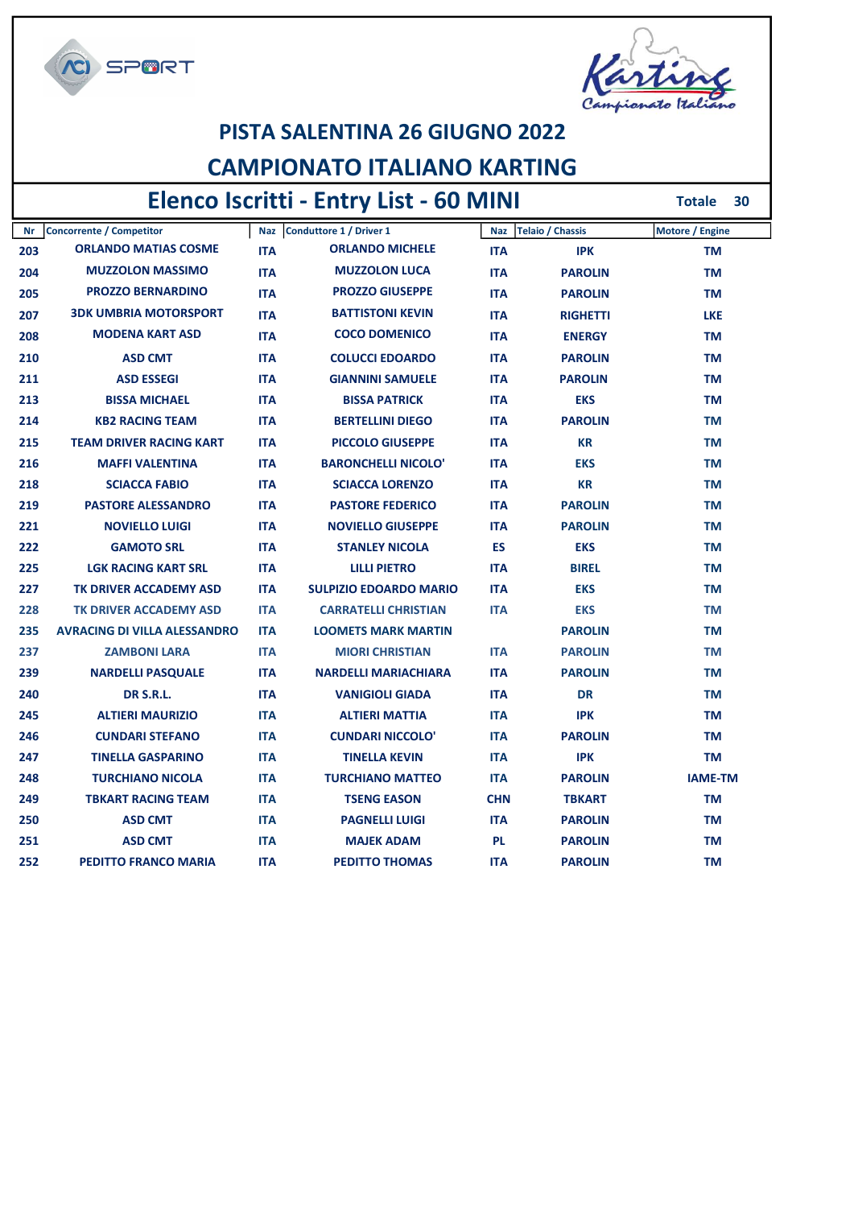# PISTA SALENTINA 26 GIUGNO 2022

# CAMPIONATO ITALIANO KARTING

## Elenco Iscritti - Entry List - 60 MINI

**Totale 30**

| Nr | Concorrente / Competitor | Naz | Conduttore 1 / Driver 1 | Naz | Telaio / Chassis | Motore / Engine |
|---|---|---|---|---|---|---|
| 203 | ORLANDO MATIAS COSME | ITA | ORLANDO MICHELE | ITA | IPK | TM |
| 204 | MUZZOLON MASSIMO | ITA | MUZZOLON LUCA | ITA | PAROLIN | TM |
| 205 | PROZZO BERNARDINO | ITA | PROZZO GIUSEPPE | ITA | PAROLIN | TM |
| 207 | 3DK UMBRIA MOTORSPORT | ITA | BATTISTONI KEVIN | ITA | RIGHETTI | LKE |
| 208 | MODENA KART ASD | ITA | COCO DOMENICO | ITA | ENERGY | TM |
| 210 | ASD CMT | ITA | COLUCCI EDOARDO | ITA | PAROLIN | TM |
| 211 | ASD ESSEGI | ITA | GIANNINI SAMUELE | ITA | PAROLIN | TM |
| 213 | BISSA MICHAEL | ITA | BISSA PATRICK | ITA | EKS | TM |
| 214 | KB2 RACING TEAM | ITA | BERTELLINI DIEGO | ITA | PAROLIN | TM |
| 215 | TEAM DRIVER RACING KART | ITA | PICCOLO GIUSEPPE | ITA | KR | TM |
| 216 | MAFFI VALENTINA | ITA | BARONCHELLI NICOLO' | ITA | EKS | TM |
| 218 | SCIACCA FABIO | ITA | SCIACCA LORENZO | ITA | KR | TM |
| 219 | PASTORE ALESSANDRO | ITA | PASTORE FEDERICO | ITA | PAROLIN | TM |
| 221 | NOVIELLO LUIGI | ITA | NOVIELLO GIUSEPPE | ITA | PAROLIN | TM |
| 222 | GAMOTO SRL | ITA | STANLEY NICOLA | ES | EKS | TM |
| 225 | LGK RACING KART SRL | ITA | LILLI PIETRO | ITA | BIREL | TM |
| 227 | TK DRIVER ACCADEMY ASD | ITA | SULPIZIO EDOARDO MARIO | ITA | EKS | TM |
| 228 | TK DRIVER ACCADEMY ASD | ITA | CARRATELLI CHRISTIAN | ITA | EKS | TM |
| 235 | AVRACING DI VILLA ALESSANDRO | ITA | LOOMETS MARK MARTIN | | PAROLIN | TM |
| 237 | ZAMBONI LARA | ITA | MIORI CHRISTIAN | ITA | PAROLIN | TM |
| 239 | NARDELLI PASQUALE | ITA | NARDELLI MARIACHIARA | ITA | PAROLIN | TM |
| 240 | DR S.R.L. | ITA | VANIGIOLI GIADA | ITA | DR | TM |
| 245 | ALTIERI MAURIZIO | ITA | ALTIERI MATTIA | ITA | IPK | TM |
| 246 | CUNDARI STEFANO | ITA | CUNDARI NICCOLO' | ITA | PAROLIN | TM |
| 247 | TINELLA GASPARINO | ITA | TINELLA KEVIN | ITA | IPK | TM |
| 248 | TURCHIANO NICOLA | ITA | TURCHIANO MATTEO | ITA | PAROLIN | IAME-TM |
| 249 | TBKART RACING TEAM | ITA | TSENG EASON | CHN | TBKART | TM |
| 250 | ASD CMT | ITA | PAGNELLI LUIGI | ITA | PAROLIN | TM |
| 251 | ASD CMT | ITA | MAJEK ADAM | PL | PAROLIN | TM |
| 252 | PEDITTO FRANCO MARIA | ITA | PEDITTO THOMAS | ITA | PAROLIN | TM |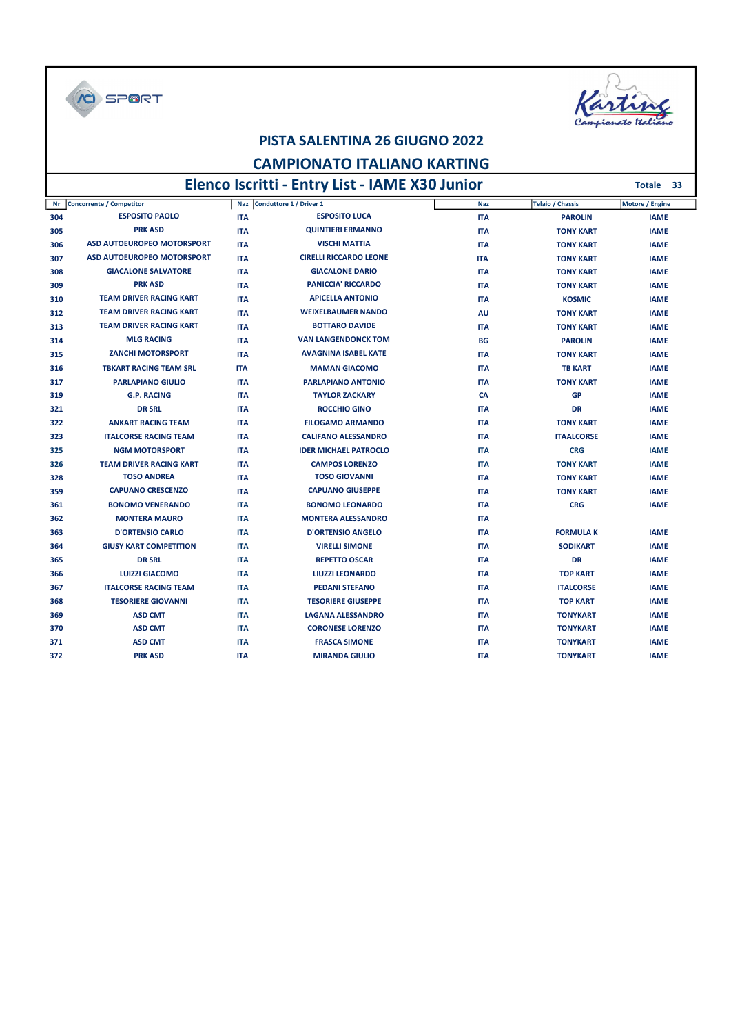# PISTA SALENTINA 26 GIUGNO 2022

# CAMPIONATO ITALIANO KARTING

## Elenco Iscritti - Entry List - IAME X30 Junior

**Totale 33**

| Nr | Concorrente / Competitor | Naz | Conduttore 1 / Driver 1 | Naz | Telaio / Chassis | Motore / Engine |
|---|---|---|---|---|---|---|
| 304 | ESPOSITO PAOLO | ITA | ESPOSITO LUCA | ITA | PAROLIN | IAME |
| 305 | PRK ASD | ITA | QUINTIERI ERMANNO | ITA | TONY KART | IAME |
| 306 | ASD AUTOEUROPEO MOTORSPORT | ITA | VISCHI MATTIA | ITA | TONY KART | IAME |
| 307 | ASD AUTOEUROPEO MOTORSPORT | ITA | CIRELLI RICCARDO LEONE | ITA | TONY KART | IAME |
| 308 | GIACALONE SALVATORE | ITA | GIACALONE DARIO | ITA | TONY KART | IAME |
| 309 | PRK ASD | ITA | PANICCIA' RICCARDO | ITA | TONY KART | IAME |
| 310 | TEAM DRIVER RACING KART | ITA | APICELLA ANTONIO | ITA | KOSMIC | IAME |
| 312 | TEAM DRIVER RACING KART | ITA | WEIXELBAUMER NANDO | AU | TONY KART | IAME |
| 313 | TEAM DRIVER RACING KART | ITA | BOTTARO DAVIDE | ITA | TONY KART | IAME |
| 314 | MLG RACING | ITA | VAN LANGENDONCK TOM | BG | PAROLIN | IAME |
| 315 | ZANCHI MOTORSPORT | ITA | AVAGNINA ISABEL KATE | ITA | TONY KART | IAME |
| 316 | TBKART RACING TEAM SRL | ITA | MAMAN GIACOMO | ITA | TB KART | IAME |
| 317 | PARLAPIANO GIULIO | ITA | PARLAPIANO ANTONIO | ITA | TONY KART | IAME |
| 319 | G.P. RACING | ITA | TAYLOR ZACKARY | CA | GP | IAME |
| 321 | DR SRL | ITA | ROCCHIO GINO | ITA | DR | IAME |
| 322 | ANKART RACING TEAM | ITA | FILOGAMO ARMANDO | ITA | TONY KART | IAME |
| 323 | ITALCORSE RACING TEAM | ITA | CALIFANO ALESSANDRO | ITA | ITAALCORSE | IAME |
| 325 | NGM MOTORSPORT | ITA | IDER MICHAEL PATROCLO | ITA | CRG | IAME |
| 326 | TEAM DRIVER RACING KART | ITA | CAMPOS LORENZO | ITA | TONY KART | IAME |
| 328 | TOSO ANDREA | ITA | TOSO GIOVANNI | ITA | TONY KART | IAME |
| 359 | CAPUANO CRESCENZO | ITA | CAPUANO GIUSEPPE | ITA | TONY KART | IAME |
| 361 | BONOMO VENERANDO | ITA | BONOMO LEONARDO | ITA | CRG | IAME |
| 362 | MONTERA MAURO | ITA | MONTERA ALESSANDRO | ITA | | |
| 363 | D'ORTENSIO CARLO | ITA | D'ORTENSIO ANGELO | ITA | FORMULA K | IAME |
| 364 | GIUSY KART COMPETITION | ITA | VIRELLI SIMONE | ITA | SODIKART | IAME |
| 365 | DR SRL | ITA | REPETTO OSCAR | ITA | DR | IAME |
| 366 | LUIZZI GIACOMO | ITA | LIUZZI LEONARDO | ITA | TOP KART | IAME |
| 367 | ITALCORSE RACING TEAM | ITA | PEDANI STEFANO | ITA | ITALCORSE | IAME |
| 368 | TESORIERE GIOVANNI | ITA | TESORIERE GIUSEPPE | ITA | TOP KART | IAME |
| 369 | ASD CMT | ITA | LAGANA ALESSANDRO | ITA | TONYKART | IAME |
| 370 | ASD CMT | ITA | CORONESE LORENZO | ITA | TONYKART | IAME |
| 371 | ASD CMT | ITA | FRASCA SIMONE | ITA | TONYKART | IAME |
| 372 | PRK ASD | ITA | MIRANDA GIULIO | ITA | TONYKART | IAME |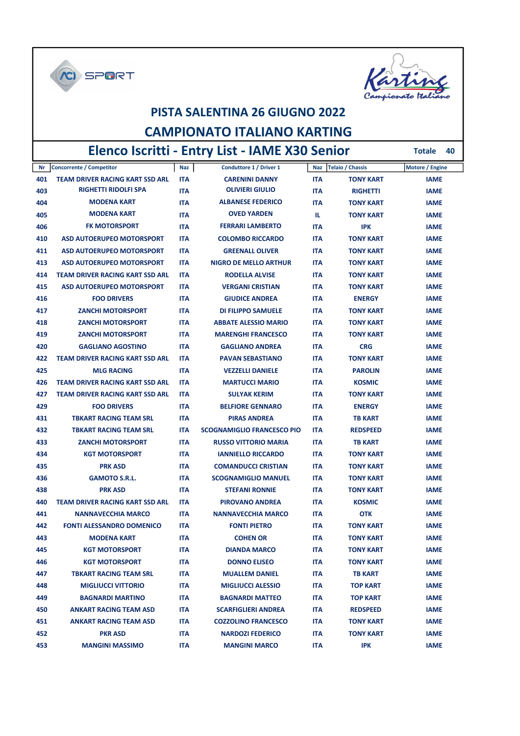# PISTA SALENTINA 26 GIUGNO 2022

# CAMPIONATO ITALIANO KARTING

## Elenco Iscritti - Entry List - IAME X30 Senior

**Totale 40**

| Nr | Concorrente / Competitor | Naz | Conduttore 1 / Driver 1 | Naz | Telaio / Chassis | Motore / Engine |
|---|---|---|---|---|---|---|
| 401 | TEAM DRIVER RACING KART SSD ARL | ITA | CARENINI DANNY | ITA | TONY KART | IAME |
| 403 | RIGHETTI RIDOLFI SPA | ITA | OLIVIERI GIULIO | ITA | RIGHETTI | IAME |
| 404 | MODENA KART | ITA | ALBANESE FEDERICO | ITA | TONY KART | IAME |
| 405 | MODENA KART | ITA | OVED YARDEN | IL | TONY KART | IAME |
| 406 | FK MOTORSPORT | ITA | FERRARI LAMBERTO | ITA | IPK | IAME |
| 410 | ASD AUTOERUPEO MOTORSPORT | ITA | COLOMBO RICCARDO | ITA | TONY KART | IAME |
| 411 | ASD AUTOERUPEO MOTORSPORT | ITA | GREENALL OLIVER | ITA | TONY KART | IAME |
| 413 | ASD AUTOERUPEO MOTORSPORT | ITA | NIGRO DE MELLO ARTHUR | ITA | TONY KART | IAME |
| 414 | TEAM DRIVER RACING KART SSD ARL | ITA | RODELLA ALVISE | ITA | TONY KART | IAME |
| 415 | ASD AUTOERUPEO MOTORSPORT | ITA | VERGANI CRISTIAN | ITA | TONY KART | IAME |
| 416 | FOO DRIVERS | ITA | GIUDICE ANDREA | ITA | ENERGY | IAME |
| 417 | ZANCHI MOTORSPORT | ITA | DI FILIPPO SAMUELE | ITA | TONY KART | IAME |
| 418 | ZANCHI MOTORSPORT | ITA | ABBATE ALESSIO MARIO | ITA | TONY KART | IAME |
| 419 | ZANCHI MOTORSPORT | ITA | MARENGHI FRANCESCO | ITA | TONY KART | IAME |
| 420 | GAGLIANO AGOSTINO | ITA | GAGLIANO ANDREA | ITA | CRG | IAME |
| 422 | TEAM DRIVER RACING KART SSD ARL | ITA | PAVAN SEBASTIANO | ITA | TONY KART | IAME |
| 425 | MLG RACING | ITA | VEZZELLI DANIELE | ITA | PAROLIN | IAME |
| 426 | TEAM DRIVER RACING KART SSD ARL | ITA | MARTUCCI MARIO | ITA | KOSMIC | IAME |
| 427 | TEAM DRIVER RACING KART SSD ARL | ITA | SULYAK KERIM | ITA | TONY KART | IAME |
| 429 | FOO DRIVERS | ITA | BELFIORE GENNARO | ITA | ENERGY | IAME |
| 431 | TBKART RACING TEAM SRL | ITA | PIRAS ANDREA | ITA | TB KART | IAME |
| 432 | TBKART RACING TEAM SRL | ITA | SCOGNAMIGLIO FRANCESCO PIO | ITA | REDSPEED | IAME |
| 433 | ZANCHI MOTORSPORT | ITA | RUSSO VITTORIO MARIA | ITA | TB KART | IAME |
| 434 | KGT MOTORSPORT | ITA | IANNIELLO RICCARDO | ITA | TONY KART | IAME |
| 435 | PRK ASD | ITA | COMANDUCCI CRISTIAN | ITA | TONY KART | IAME |
| 436 | GAMOTO S.R.L. | ITA | SCOGNAMIGLIO MANUEL | ITA | TONY KART | IAME |
| 438 | PRK ASD | ITA | STEFANI RONNIE | ITA | TONY KART | IAME |
| 440 | TEAM DRIVER RACING KART SSD ARL | ITA | PIROVANO ANDREA | ITA | KOSMIC | IAME |
| 441 | NANNAVECCHIA MARCO | ITA | NANNAVECCHIA MARCO | ITA | OTK | IAME |
| 442 | FONTI ALESSANDRO DOMENICO | ITA | FONTI PIETRO | ITA | TONY KART | IAME |
| 443 | MODENA KART | ITA | COHEN OR | ITA | TONY KART | IAME |
| 445 | KGT MOTORSPORT | ITA | DIANDA MARCO | ITA | TONY KART | IAME |
| 446 | KGT MOTORSPORT | ITA | DONNO ELISEO | ITA | TONY KART | IAME |
| 447 | TBKART RACING TEAM SRL | ITA | MUALLEM DANIEL | ITA | TB KART | IAME |
| 448 | MIGLIUCCI VITTORIO | ITA | MIGLIUCCI ALESSIO | ITA | TOP KART | IAME |
| 449 | BAGNARDI MARTINO | ITA | BAGNARDI MATTEO | ITA | TOP KART | IAME |
| 450 | ANKART RACING TEAM ASD | ITA | SCARFIGLIERI ANDREA | ITA | REDSPEED | IAME |
| 451 | ANKART RACING TEAM ASD | ITA | COZZOLINO FRANCESCO | ITA | TONY KART | IAME |
| 452 | PKR ASD | ITA | NARDOZI FEDERICO | ITA | TONY KART | IAME |
| 453 | MANGINI MASSIMO | ITA | MANGINI MARCO | ITA | IPK | IAME |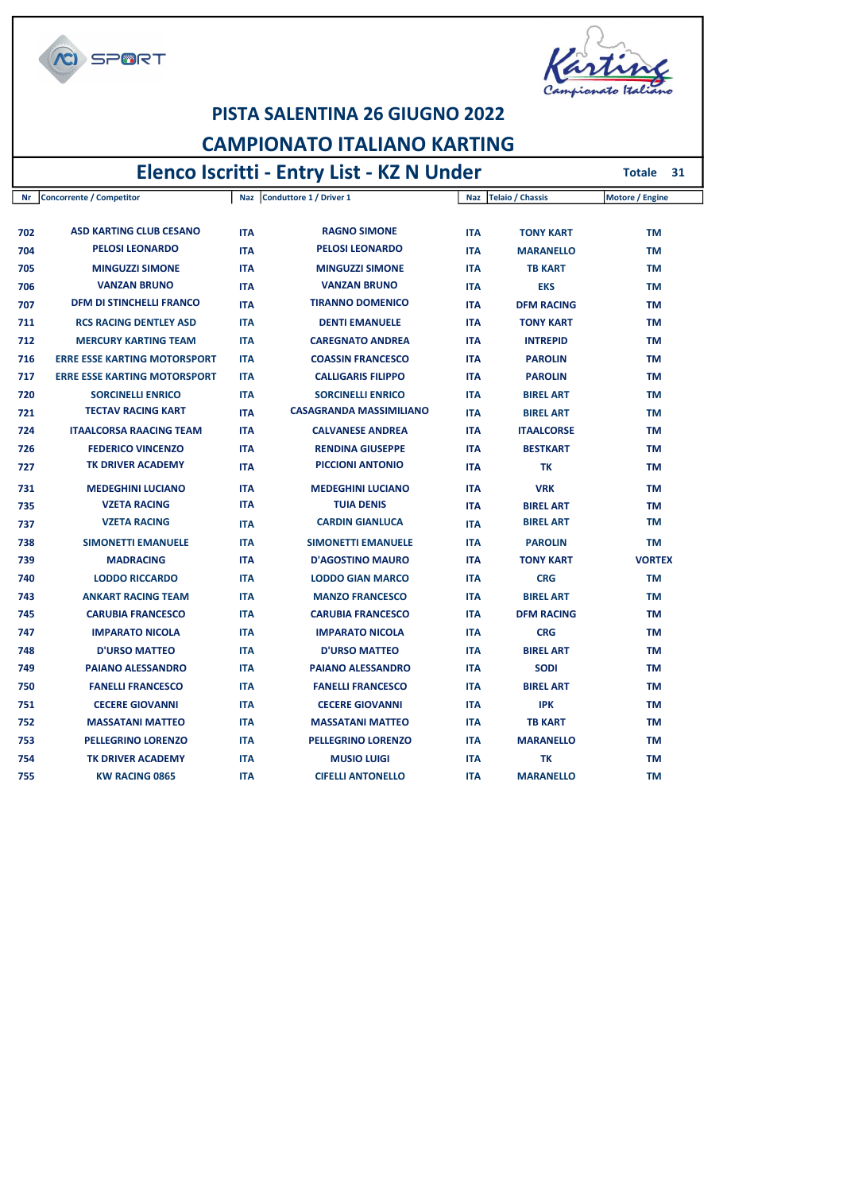# PISTA SALENTINA 26 GIUGNO 2022

# CAMPIONATO ITALIANO KARTING

## Elenco Iscritti - Entry List - KZ N Under

**Totale 31**

| Nr | Concorrente / Competitor | Naz | Conduttore 1 / Driver 1 | Naz | Telaio / Chassis | Motore / Engine |
|---|---|---|---|---|---|---|
| 702 | ASD KARTING CLUB CESANO | ITA | RAGNO SIMONE | ITA | TONY KART | TM |
| 704 | PELOSI LEONARDO | ITA | PELOSI LEONARDO | ITA | MARANELLO | TM |
| 705 | MINGUZZI SIMONE | ITA | MINGUZZI SIMONE | ITA | TB KART | TM |
| 706 | VANZAN BRUNO | ITA | VANZAN BRUNO | ITA | EKS | TM |
| 707 | DFM DI STINCHELLI FRANCO | ITA | TIRANNO DOMENICO | ITA | DFM RACING | TM |
| 711 | RCS RACING DENTLEY ASD | ITA | DENTI EMANUELE | ITA | TONY KART | TM |
| 712 | MERCURY KARTING TEAM | ITA | CAREGNATO ANDREA | ITA | INTREPID | TM |
| 716 | ERRE ESSE KARTING MOTORSPORT | ITA | COASSIN FRANCESCO | ITA | PAROLIN | TM |
| 717 | ERRE ESSE KARTING MOTORSPORT | ITA | CALLIGARIS FILIPPO | ITA | PAROLIN | TM |
| 720 | SORCINELLI ENRICO | ITA | SORCINELLI ENRICO | ITA | BIREL ART | TM |
| 721 | TECTAV RACING KART | ITA | CASAGRANDA MASSIMILIANO | ITA | BIREL ART | TM |
| 724 | ITAALCORSA RAACING TEAM | ITA | CALVANESE ANDREA | ITA | ITAALCORSE | TM |
| 726 | FEDERICO VINCENZO | ITA | RENDINA GIUSEPPE | ITA | BESTKART | TM |
| 727 | TK DRIVER ACADEMY | ITA | PICCIONI ANTONIO | ITA | TK | TM |
| 731 | MEDEGHINI LUCIANO | ITA | MEDEGHINI LUCIANO | ITA | VRK | TM |
| 735 | VZETA RACING | ITA | TUIA DENIS | ITA | BIREL ART | TM |
| 737 | VZETA RACING | ITA | CARDIN GIANLUCA | ITA | BIREL ART | TM |
| 738 | SIMONETTI EMANUELE | ITA | SIMONETTI EMANUELE | ITA | PAROLIN | TM |
| 739 | MADRACING | ITA | D'AGOSTINO MAURO | ITA | TONY KART | VORTEX |
| 740 | LODDO RICCARDO | ITA | LODDO GIAN MARCO | ITA | CRG | TM |
| 743 | ANKART RACING TEAM | ITA | MANZO FRANCESCO | ITA | BIREL ART | TM |
| 745 | CARUBIA FRANCESCO | ITA | CARUBIA FRANCESCO | ITA | DFM RACING | TM |
| 747 | IMPARATO NICOLA | ITA | IMPARATO NICOLA | ITA | CRG | TM |
| 748 | D'URSO MATTEO | ITA | D'URSO MATTEO | ITA | BIREL ART | TM |
| 749 | PAIANO ALESSANDRO | ITA | PAIANO ALESSANDRO | ITA | SODI | TM |
| 750 | FANELLI FRANCESCO | ITA | FANELLI FRANCESCO | ITA | BIREL ART | TM |
| 751 | CECERE GIOVANNI | ITA | CECERE GIOVANNI | ITA | IPK | TM |
| 752 | MASSATANI MATTEO | ITA | MASSATANI MATTEO | ITA | TB KART | TM |
| 753 | PELLEGRINO LORENZO | ITA | PELLEGRINO LORENZO | ITA | MARANELLO | TM |
| 754 | TK DRIVER ACADEMY | ITA | MUSIO LUIGI | ITA | TK | TM |
| 755 | KW RACING 0865 | ITA | CIFELLI ANTONELLO | ITA | MARANELLO | TM |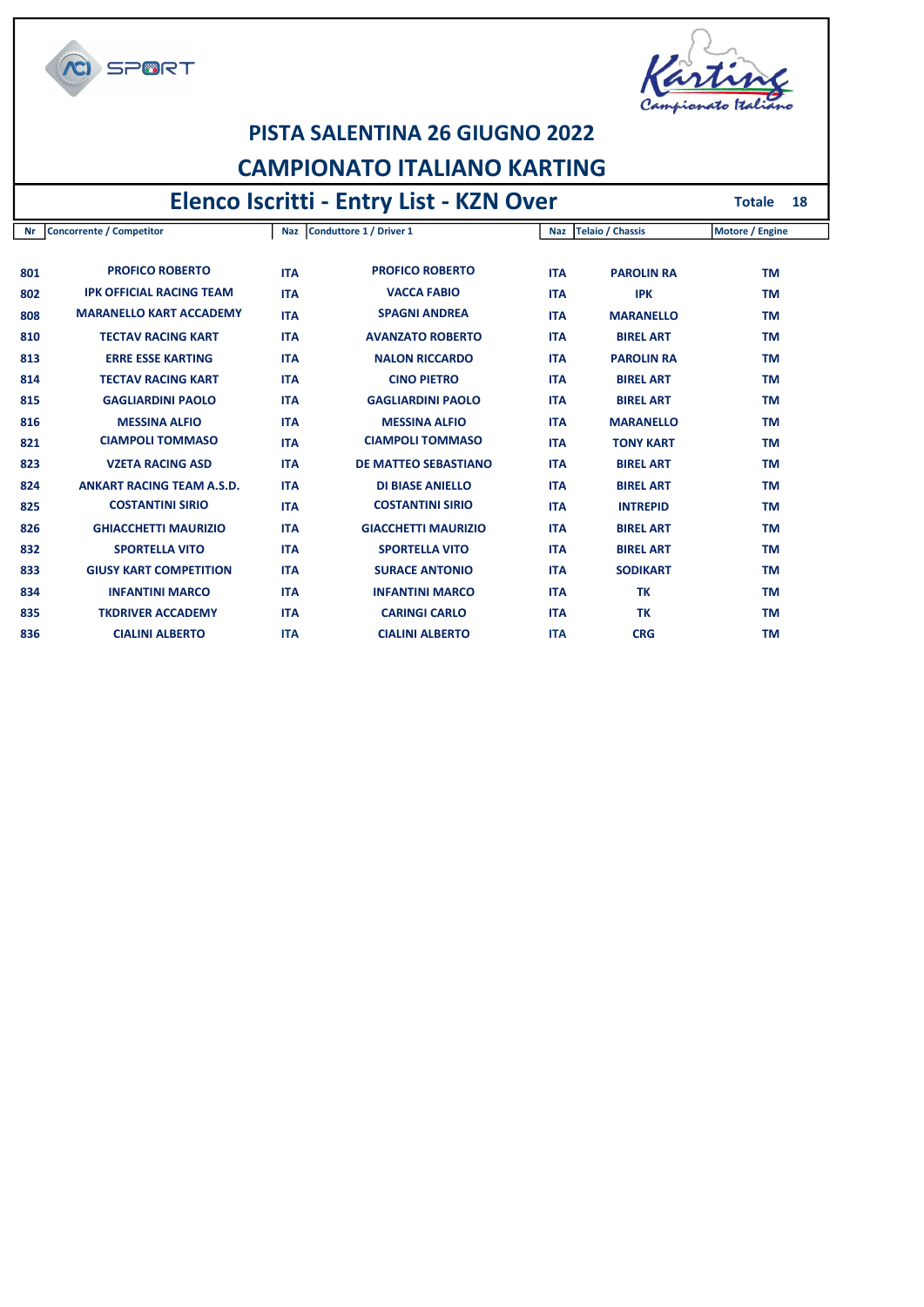## PISTA SALENTINA 26 GIUGNO 2022

## CAMPIONATO ITALIANO KARTING

# Elenco Iscritti - Entry List - KZN Over

**Totale 18**

| Nr | Concorrente / Competitor | Naz | Conduttore 1 / Driver 1 | Naz | Telaio / Chassis | Motore / Engine |
|---|---|---|---|---|---|---|
| 801 | PROFICO ROBERTO | ITA | PROFICO ROBERTO | ITA | PAROLIN RA | TM |
| 802 | IPK OFFICIAL RACING TEAM | ITA | VACCA FABIO | ITA | IPK | TM |
| 808 | MARANELLO KART ACCADEMY | ITA | SPAGNI ANDREA | ITA | MARANELLO | TM |
| 810 | TECTAV RACING KART | ITA | AVANZATO ROBERTO | ITA | BIREL ART | TM |
| 813 | ERRE ESSE KARTING | ITA | NALON RICCARDO | ITA | PAROLIN RA | TM |
| 814 | TECTAV RACING KART | ITA | CINO PIETRO | ITA | BIREL ART | TM |
| 815 | GAGLIARDINI PAOLO | ITA | GAGLIARDINI PAOLO | ITA | BIREL ART | TM |
| 816 | MESSINA ALFIO | ITA | MESSINA ALFIO | ITA | MARANELLO | TM |
| 821 | CIAMPOLI TOMMASO | ITA | CIAMPOLI TOMMASO | ITA | TONY KART | TM |
| 823 | VZETA RACING ASD | ITA | DE MATTEO SEBASTIANO | ITA | BIREL ART | TM |
| 824 | ANKART RACING TEAM A.S.D. | ITA | DI BIASE ANIELLO | ITA | BIREL ART | TM |
| 825 | COSTANTINI SIRIO | ITA | COSTANTINI SIRIO | ITA | INTREPID | TM |
| 826 | GHIACCHETTI MAURIZIO | ITA | GIACCHETTI MAURIZIO | ITA | BIREL ART | TM |
| 832 | SPORTELLA VITO | ITA | SPORTELLA VITO | ITA | BIREL ART | TM |
| 833 | GIUSY KART COMPETITION | ITA | SURACE ANTONIO | ITA | SODIKART | TM |
| 834 | INFANTINI MARCO | ITA | INFANTINI MARCO | ITA | TK | TM |
| 835 | TKDRIVER ACCADEMY | ITA | CARINGI CARLO | ITA | TK | TM |
| 836 | CIALINI ALBERTO | ITA | CIALINI ALBERTO | ITA | CRG | TM |